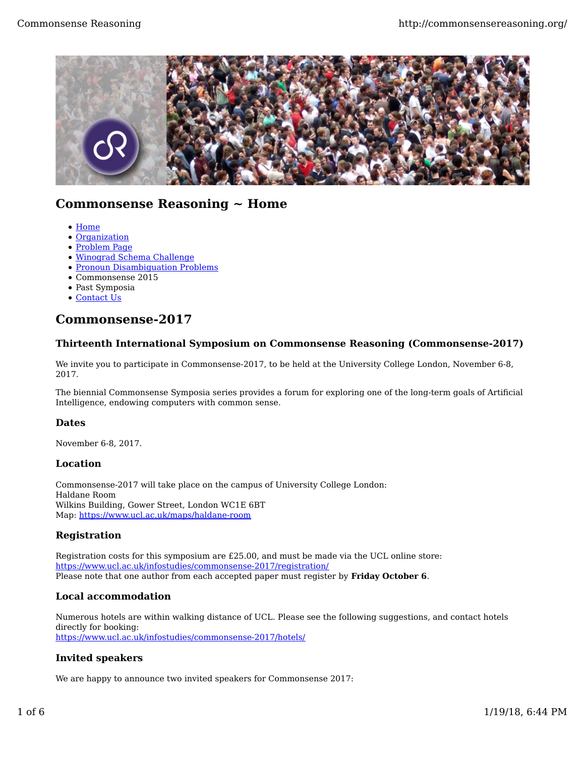# Commonsense Reasoning ~ Home

- [Home]
- [Organization]
- [Problem Page]
- [Winograd Schema Challenge]
- [Pronoun Disambiguation Problems]
- Commonsense 2015
- Past Symposia
- [Contact Us]

## Commonsense-2017

### Thirteenth International Symposium on Commonsense Reasoning (Commonsense-2017)

We invite you to participate in Commonsense-2017, to be held at the University College London, November 6-8, 2017.

The biennial Commonsense Symposia series provides a forum for exploring one of the long-term goals of Artificial Intelligence, endowing computers with common sense.

### Dates

November 6-8, 2017.

### Location

Commonsense-2017 will take place on the campus of University College London:
Haldane Room
Wilkins Building, Gower Street, London WC1E 6BT
Map: https://www.ucl.ac.uk/maps/haldane-room

### Registration

Registration costs for this symposium are £25.00, and must be made via the UCL online store:
https://www.ucl.ac.uk/infostudies/commonsense-2017/registration/
Please note that one author from each accepted paper must register by **Friday October 6**.

### Local accommodation

Numerous hotels are within walking distance of UCL. Please see the following suggestions, and contact hotels directly for booking:
https://www.ucl.ac.uk/infostudies/commonsense-2017/hotels/

### Invited speakers

We are happy to announce two invited speakers for Commonsense 2017: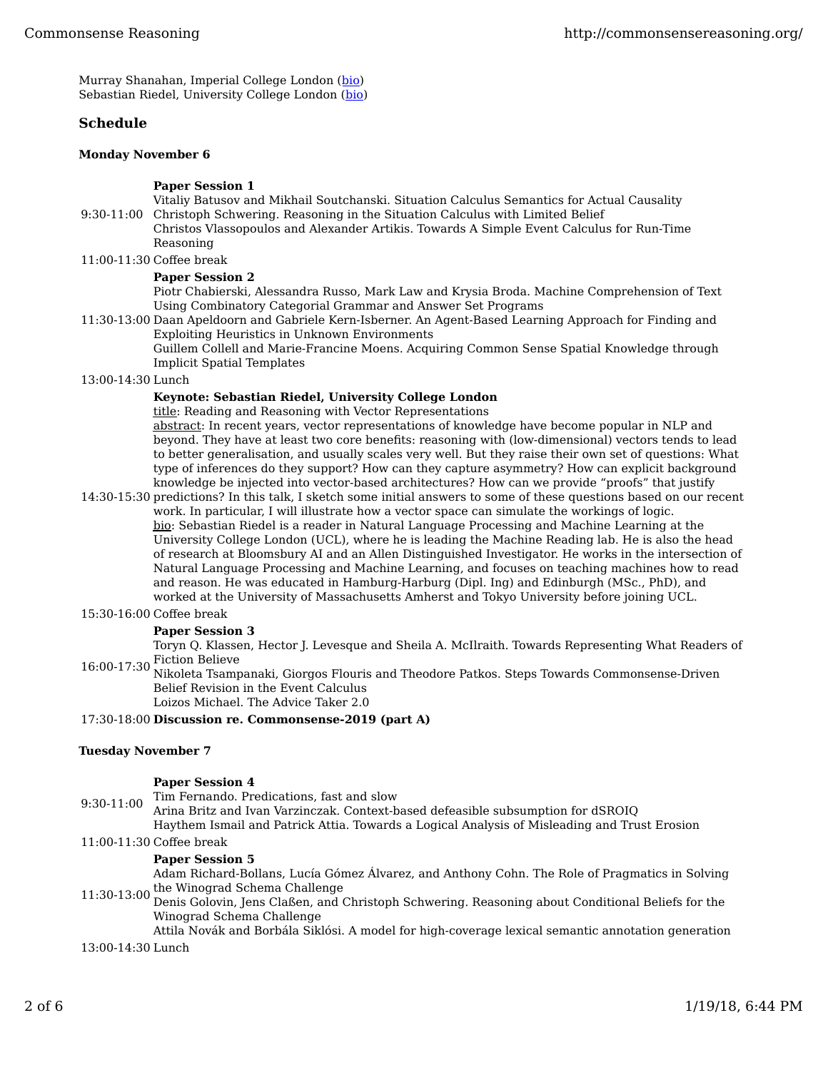Murray Shanahan, Imperial College London (bio)
Sebastian Riedel, University College London (bio)

## Schedule

### Monday November 6

| | |
|---|---|
| 9:30-11:00 | **Paper Session 1**<br>Vitaliy Batusov and Mikhail Soutchanski. Situation Calculus Semantics for Actual Causality<br>Christoph Schwering. Reasoning in the Situation Calculus with Limited Belief<br>Christos Vlassopoulos and Alexander Artikis. Towards A Simple Event Calculus for Run-Time Reasoning |
| 11:00-11:30 | Coffee break |
| 11:30-13:00 | **Paper Session 2**<br>Piotr Chabierski, Alessandra Russo, Mark Law and Krysia Broda. Machine Comprehension of Text Using Combinatory Categorial Grammar and Answer Set Programs<br>Daan Apeldoorn and Gabriele Kern-Isberner. An Agent-Based Learning Approach for Finding and Exploiting Heuristics in Unknown Environments<br>Guillem Collell and Marie-Francine Moens. Acquiring Common Sense Spatial Knowledge through Implicit Spatial Templates |
| 13:00-14:30 | Lunch |
| 14:30-15:30 | **Keynote: Sebastian Riedel, University College London**<br>title: Reading and Reasoning with Vector Representations<br>abstract: In recent years, vector representations of knowledge have become popular in NLP and beyond. They have at least two core benefits: reasoning with (low-dimensional) vectors tends to lead to better generalisation, and usually scales very well. But they raise their own set of questions: What type of inferences do they support? How can they capture asymmetry? How can explicit background knowledge be injected into vector-based architectures? How can we provide "proofs" that justify predictions? In this talk, I sketch some initial answers to some of these questions based on our recent work. In particular, I will illustrate how a vector space can simulate the workings of logic.<br>bio: Sebastian Riedel is a reader in Natural Language Processing and Machine Learning at the University College London (UCL), where he is leading the Machine Reading lab. He is also the head of research at Bloomsbury AI and an Allen Distinguished Investigator. He works in the intersection of Natural Language Processing and Machine Learning, and focuses on teaching machines how to read and reason. He was educated in Hamburg-Harburg (Dipl. Ing) and Edinburgh (MSc., PhD), and worked at the University of Massachusetts Amherst and Tokyo University before joining UCL. |
| 15:30-16:00 | Coffee break |
| 16:00-17:30 | **Paper Session 3**<br>Toryn Q. Klassen, Hector J. Levesque and Sheila A. McIlraith. Towards Representing What Readers of Fiction Believe<br>Nikoleta Tsampanaki, Giorgos Flouris and Theodore Patkos. Steps Towards Commonsense-Driven Belief Revision in the Event Calculus<br>Loizos Michael. The Advice Taker 2.0 |
| 17:30-18:00 | **Discussion re. Commonsense-2019 (part A)** |

### Tuesday November 7

| | |
|---|---|
| 9:30-11:00 | **Paper Session 4**<br>Tim Fernando. Predications, fast and slow<br>Arina Britz and Ivan Varzinczak. Context-based defeasible subsumption for dSROIQ<br>Haythem Ismail and Patrick Attia. Towards a Logical Analysis of Misleading and Trust Erosion |
| 11:00-11:30 | Coffee break |
| 11:30-13:00 | **Paper Session 5**<br>Adam Richard-Bollans, Lucía Gómez Álvarez, and Anthony Cohn. The Role of Pragmatics in Solving the Winograd Schema Challenge<br>Denis Golovin, Jens Claßen, and Christoph Schwering. Reasoning about Conditional Beliefs for the Winograd Schema Challenge<br>Attila Novák and Borbála Siklósi. A model for high-coverage lexical semantic annotation generation |
| 13:00-14:30 | Lunch |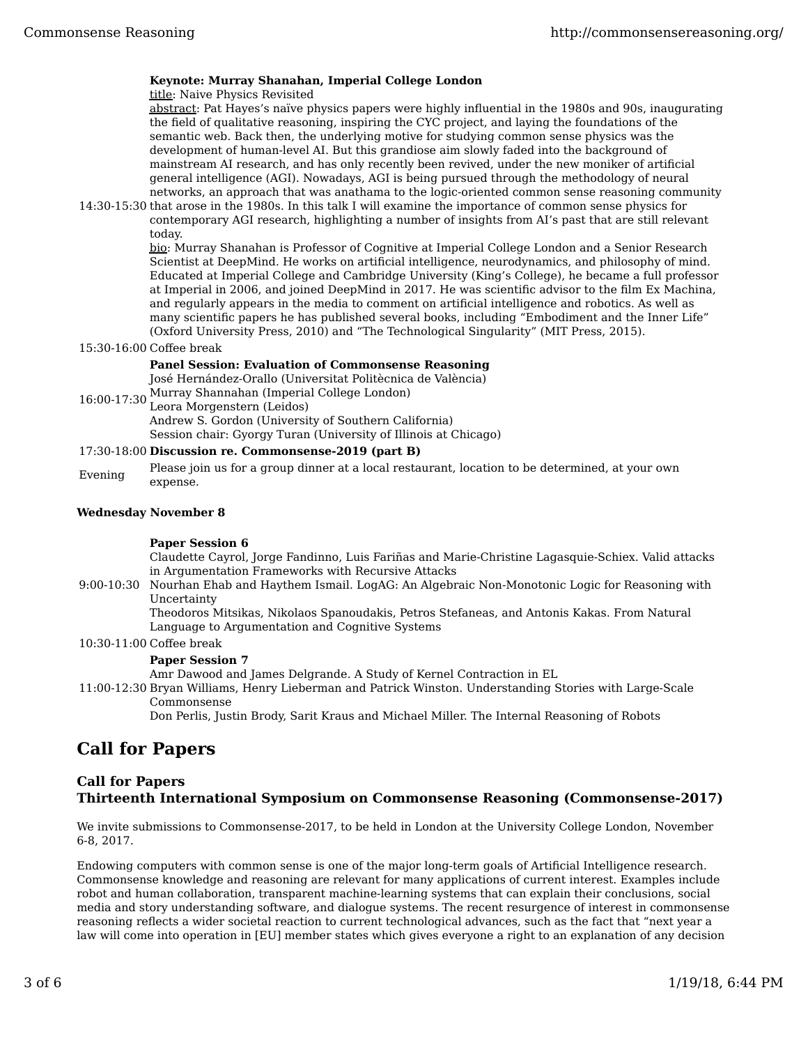| | |
|---|---|
| 14:30-15:30 | **Keynote: Murray Shanahan, Imperial College London**<br>title: Naive Physics Revisited<br>abstract: Pat Hayes's naïve physics papers were highly influential in the 1980s and 90s, inaugurating the field of qualitative reasoning, inspiring the CYC project, and laying the foundations of the semantic web. Back then, the underlying motive for studying common sense physics was the development of human-level AI. But this grandiose aim slowly faded into the background of mainstream AI research, and has only recently been revived, under the new moniker of artificial general intelligence (AGI). Nowadays, AGI is being pursued through the methodology of neural networks, an approach that was anathama to the logic-oriented common sense reasoning community that arose in the 1980s. In this talk I will examine the importance of common sense physics for contemporary AGI research, highlighting a number of insights from AI's past that are still relevant today.<br>bio: Murray Shanahan is Professor of Cognitive at Imperial College London and a Senior Research Scientist at DeepMind. He works on artificial intelligence, neurodynamics, and philosophy of mind. Educated at Imperial College and Cambridge University (King's College), he became a full professor at Imperial in 2006, and joined DeepMind in 2017. He was scientific advisor to the film Ex Machina, and regularly appears in the media to comment on artificial intelligence and robotics. As well as many scientific papers he has published several books, including "Embodiment and the Inner Life" (Oxford University Press, 2010) and "The Technological Singularity" (MIT Press, 2015). |
| 15:30-16:00 | Coffee break |
| 16:00-17:30 | **Panel Session: Evaluation of Commonsense Reasoning**<br>José Hernández-Orallo (Universitat Politècnica de València)<br>Murray Shannahan (Imperial College London)<br>Leora Morgenstern (Leidos)<br>Andrew S. Gordon (University of Southern California)<br>Session chair: Gyorgy Turan (University of Illinois at Chicago) |
| 17:30-18:00 | **Discussion re. Commonsense-2019 (part B)** |
| Evening | Please join us for a group dinner at a local restaurant, location to be determined, at your own expense. |

**Wednesday November 8**

| | |
|---|---|
| 9:00-10:30 | **Paper Session 6**<br>Claudette Cayrol, Jorge Fandinno, Luis Fariñas and Marie-Christine Lagasquie-Schiex. Valid attacks in Argumentation Frameworks with Recursive Attacks<br>Nourhan Ehab and Haythem Ismail. LogAG: An Algebraic Non-Monotonic Logic for Reasoning with Uncertainty<br>Theodoros Mitsikas, Nikolaos Spanoudakis, Petros Stefaneas, and Antonis Kakas. From Natural Language to Argumentation and Cognitive Systems |
| 10:30-11:00 | Coffee break |
| 11:00-12:30 | **Paper Session 7**<br>Amr Dawood and James Delgrande. A Study of Kernel Contraction in EL<br>Bryan Williams, Henry Lieberman and Patrick Winston. Understanding Stories with Large-Scale Commonsense<br>Don Perlis, Justin Brody, Sarit Kraus and Michael Miller. The Internal Reasoning of Robots |

## Call for Papers

### Call for Papers
### Thirteenth International Symposium on Commonsense Reasoning (Commonsense-2017)

We invite submissions to Commonsense-2017, to be held in London at the University College London, November 6-8, 2017.

Endowing computers with common sense is one of the major long-term goals of Artificial Intelligence research. Commonsense knowledge and reasoning are relevant for many applications of current interest. Examples include robot and human collaboration, transparent machine-learning systems that can explain their conclusions, social media and story understanding software, and dialogue systems. The recent resurgence of interest in commonsense reasoning reflects a wider societal reaction to current technological advances, such as the fact that "next year a law will come into operation in [EU] member states which gives everyone a right to an explanation of any decision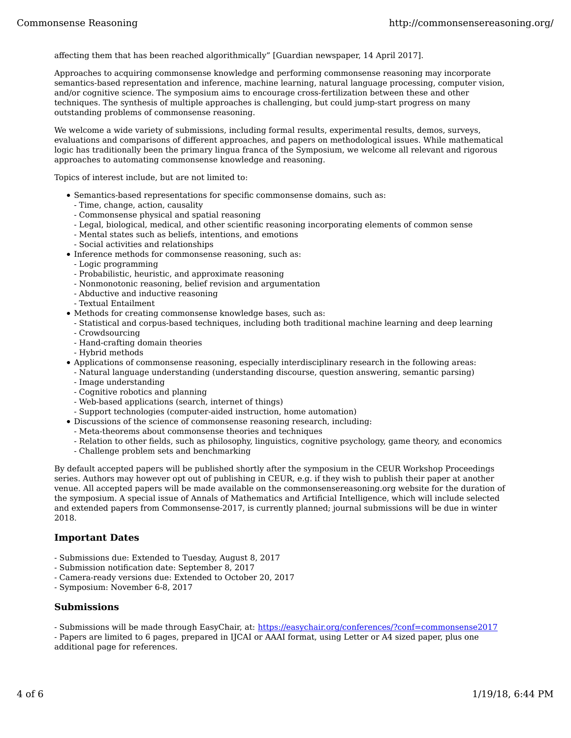affecting them that has been reached algorithmically" [Guardian newspaper, 14 April 2017].

Approaches to acquiring commonsense knowledge and performing commonsense reasoning may incorporate semantics-based representation and inference, machine learning, natural language processing, computer vision, and/or cognitive science. The symposium aims to encourage cross-fertilization between these and other techniques. The synthesis of multiple approaches is challenging, but could jump-start progress on many outstanding problems of commonsense reasoning.

We welcome a wide variety of submissions, including formal results, experimental results, demos, surveys, evaluations and comparisons of different approaches, and papers on methodological issues. While mathematical logic has traditionally been the primary lingua franca of the Symposium, we welcome all relevant and rigorous approaches to automating commonsense knowledge and reasoning.

Topics of interest include, but are not limited to:

- Semantics-based representations for specific commonsense domains, such as:
  - Time, change, action, causality
  - Commonsense physical and spatial reasoning
  - Legal, biological, medical, and other scientific reasoning incorporating elements of common sense
  - Mental states such as beliefs, intentions, and emotions
  - Social activities and relationships
- Inference methods for commonsense reasoning, such as:
  - Logic programming
  - Probabilistic, heuristic, and approximate reasoning
  - Nonmonotonic reasoning, belief revision and argumentation
  - Abductive and inductive reasoning
  - Textual Entailment
- Methods for creating commonsense knowledge bases, such as:
  - Statistical and corpus-based techniques, including both traditional machine learning and deep learning
  - Crowdsourcing
  - Hand-crafting domain theories
  - Hybrid methods
- Applications of commonsense reasoning, especially interdisciplinary research in the following areas:
  - Natural language understanding (understanding discourse, question answering, semantic parsing)
  - Image understanding
  - Cognitive robotics and planning
  - Web-based applications (search, internet of things)
  - Support technologies (computer-aided instruction, home automation)
- Discussions of the science of commonsense reasoning research, including:
  - Meta-theorems about commonsense theories and techniques
  - Relation to other fields, such as philosophy, linguistics, cognitive psychology, game theory, and economics
  - Challenge problem sets and benchmarking

By default accepted papers will be published shortly after the symposium in the CEUR Workshop Proceedings series. Authors may however opt out of publishing in CEUR, e.g. if they wish to publish their paper at another venue. All accepted papers will be made available on the commonsensereasoning.org website for the duration of the symposium. A special issue of Annals of Mathematics and Artificial Intelligence, which will include selected and extended papers from Commonsense-2017, is currently planned; journal submissions will be due in winter 2018.

### Important Dates

- Submissions due: Extended to Tuesday, August 8, 2017
- Submission notification date: September 8, 2017
- Camera-ready versions due: Extended to October 20, 2017
- Symposium: November 6-8, 2017

### Submissions

- Submissions will be made through EasyChair, at: https://easychair.org/conferences/?conf=commonsense2017
- Papers are limited to 6 pages, prepared in IJCAI or AAAI format, using Letter or A4 sized paper, plus one additional page for references.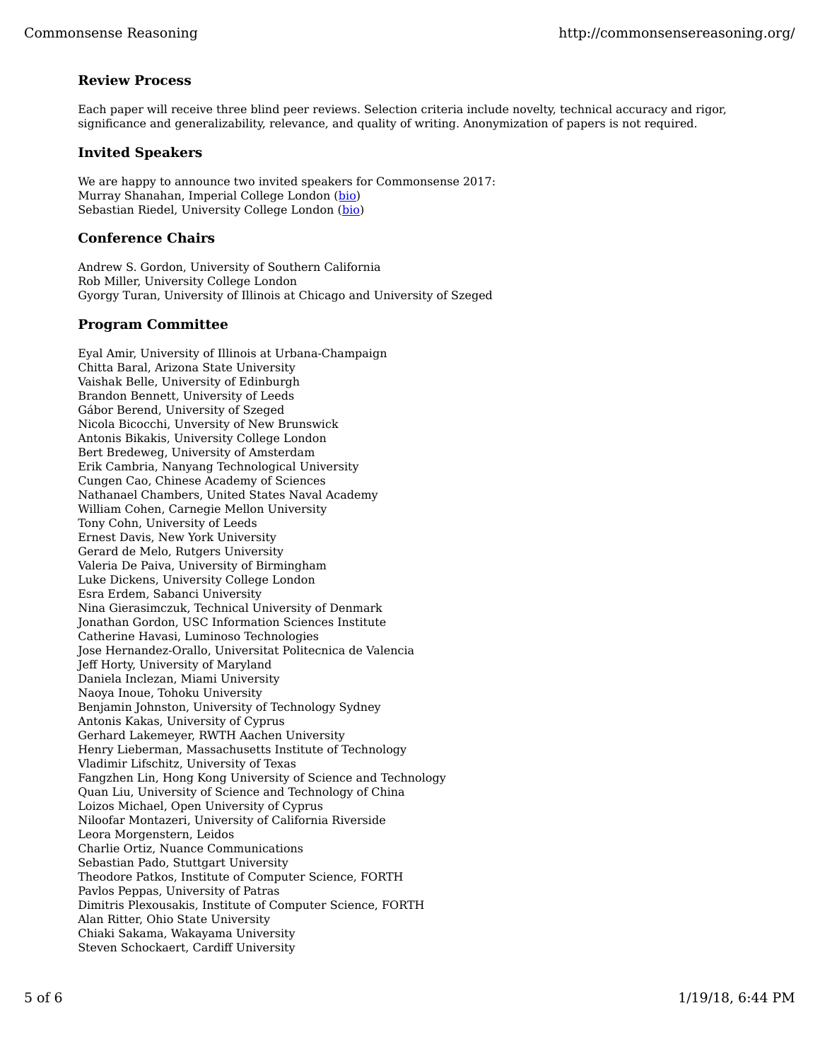### Review Process

Each paper will receive three blind peer reviews. Selection criteria include novelty, technical accuracy and rigor, significance and generalizability, relevance, and quality of writing. Anonymization of papers is not required.

### Invited Speakers

We are happy to announce two invited speakers for Commonsense 2017:
Murray Shanahan, Imperial College London (bio)
Sebastian Riedel, University College London (bio)

### Conference Chairs

Andrew S. Gordon, University of Southern California
Rob Miller, University College London
Gyorgy Turan, University of Illinois at Chicago and University of Szeged

### Program Committee

Eyal Amir, University of Illinois at Urbana-Champaign
Chitta Baral, Arizona State University
Vaishak Belle, University of Edinburgh
Brandon Bennett, University of Leeds
Gábor Berend, University of Szeged
Nicola Bicocchi, Unversity of New Brunswick
Antonis Bikakis, University College London
Bert Bredeweg, University of Amsterdam
Erik Cambria, Nanyang Technological University
Cungen Cao, Chinese Academy of Sciences
Nathanael Chambers, United States Naval Academy
William Cohen, Carnegie Mellon University
Tony Cohn, University of Leeds
Ernest Davis, New York University
Gerard de Melo, Rutgers University
Valeria De Paiva, University of Birmingham
Luke Dickens, University College London
Esra Erdem, Sabanci University
Nina Gierasimczuk, Technical University of Denmark
Jonathan Gordon, USC Information Sciences Institute
Catherine Havasi, Luminoso Technologies
Jose Hernandez-Orallo, Universitat Politecnica de Valencia
Jeff Horty, University of Maryland
Daniela Inclezan, Miami University
Naoya Inoue, Tohoku University
Benjamin Johnston, University of Technology Sydney
Antonis Kakas, University of Cyprus
Gerhard Lakemeyer, RWTH Aachen University
Henry Lieberman, Massachusetts Institute of Technology
Vladimir Lifschitz, University of Texas
Fangzhen Lin, Hong Kong University of Science and Technology
Quan Liu, University of Science and Technology of China
Loizos Michael, Open University of Cyprus
Niloofar Montazeri, University of California Riverside
Leora Morgenstern, Leidos
Charlie Ortiz, Nuance Communications
Sebastian Pado, Stuttgart University
Theodore Patkos, Institute of Computer Science, FORTH
Pavlos Peppas, University of Patras
Dimitris Plexousakis, Institute of Computer Science, FORTH
Alan Ritter, Ohio State University
Chiaki Sakama, Wakayama University
Steven Schockaert, Cardiff University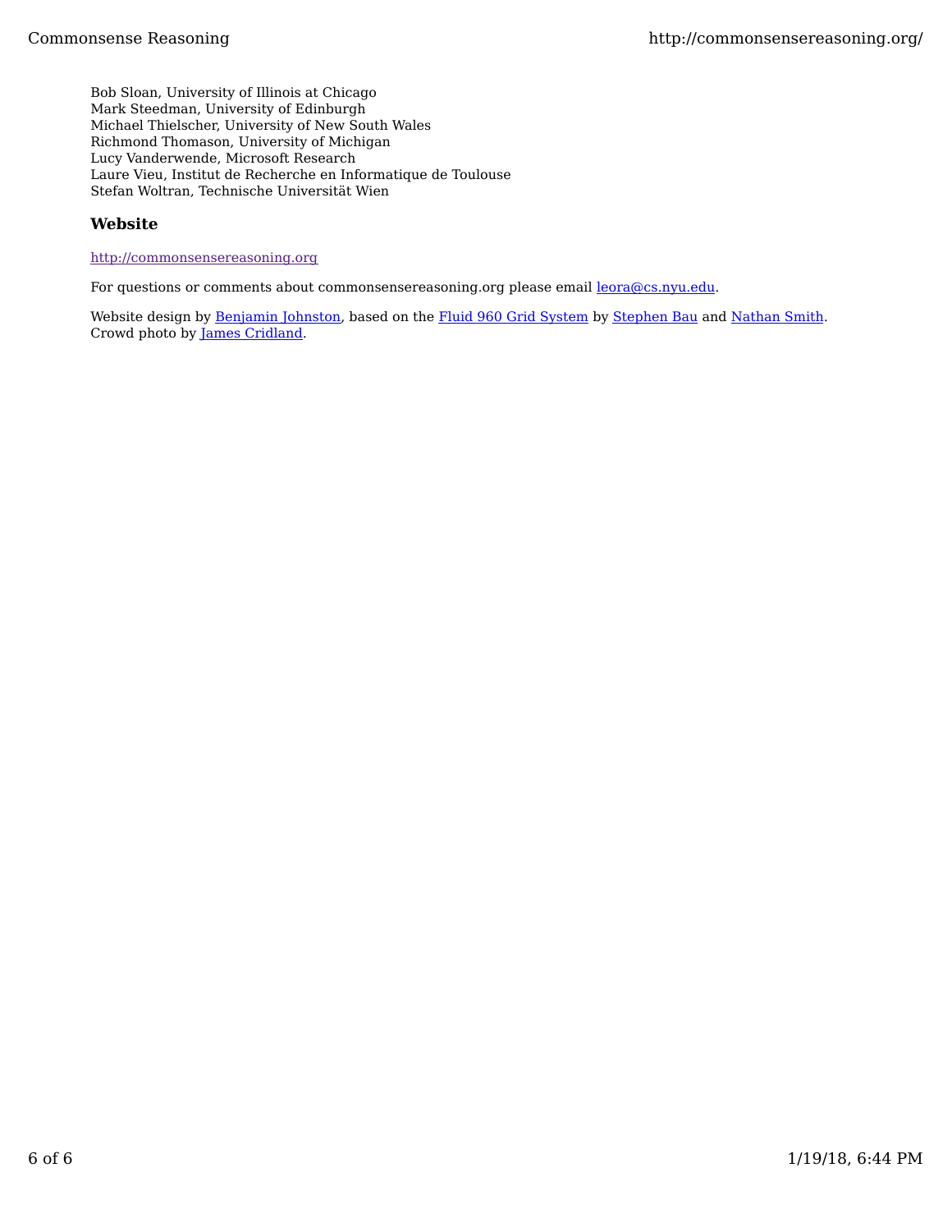Bob Sloan, University of Illinois at Chicago
Mark Steedman, University of Edinburgh
Michael Thielscher, University of New South Wales
Richmond Thomason, University of Michigan
Lucy Vanderwende, Microsoft Research
Laure Vieu, Institut de Recherche en Informatique de Toulouse
Stefan Woltran, Technische Universität Wien

### Website

http://commonsensereasoning.org

For questions or comments about commonsensereasoning.org please email leora@cs.nyu.edu.

Website design by Benjamin Johnston, based on the Fluid 960 Grid System by Stephen Bau and Nathan Smith.
Crowd photo by James Cridland.